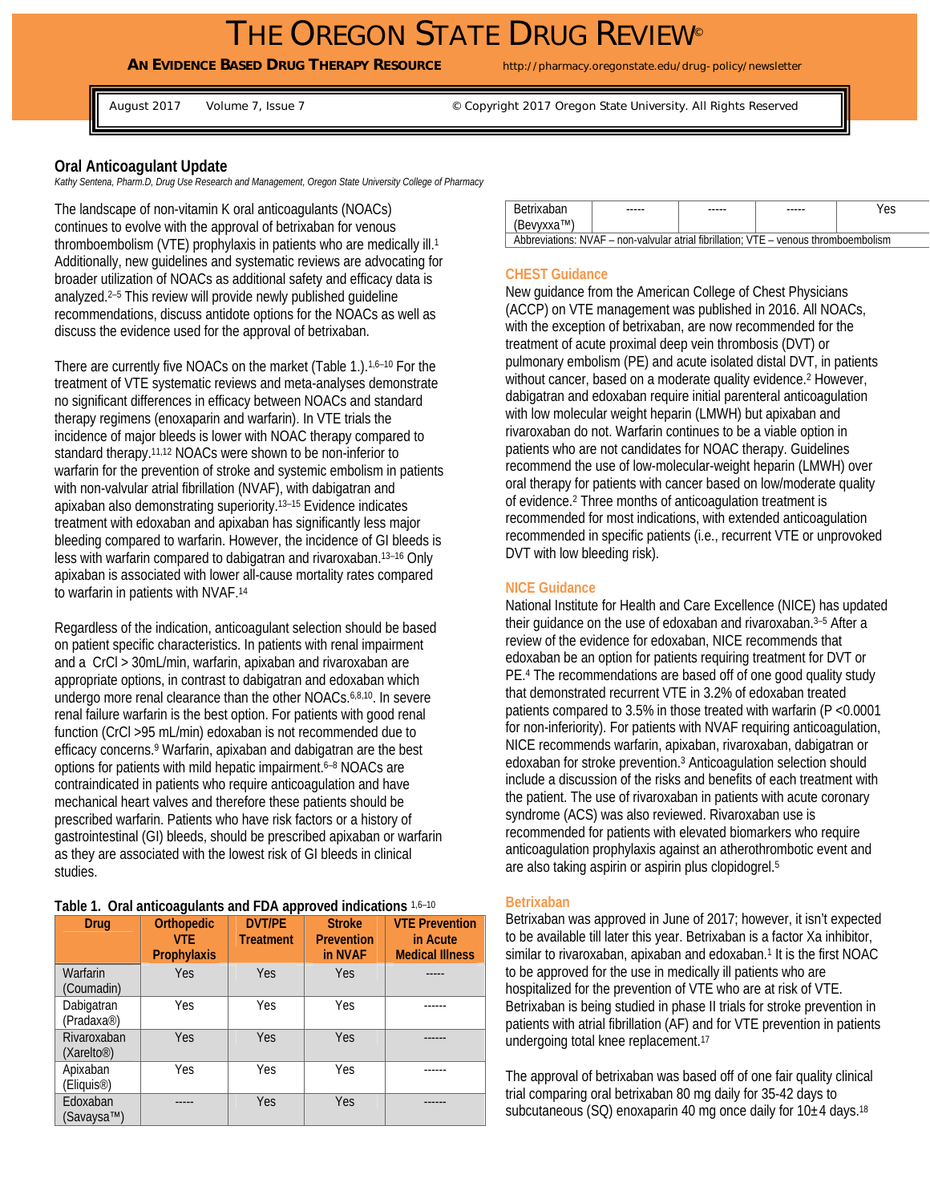# THE OREGON STATE DRUG REVIEW

**AN EVIDENCE BASED DRUG THERAPY RESOURCE** http://pharmacy.oregonstate.edu/drug-policy/newsletter

August 2017 Volume 7, Issue 7 © Copyright 2017 Oregon State University. All Rights Reserved

## Oral Anticoagulant Update

*Kathy Sentena, Pharm.D, Drug Use Research and Management, Oregon State University College of Pharmacy*

The landscape of non-vitamin K oral anticoagulants (NOACs) continues to evolve with the approval of betrixaban for venous thromboembolism (VTE) prophylaxis in patients who are medically ill.[1] Additionally, new guidelines and systematic reviews are advocating for broader utilization of NOACs as additional safety and efficacy data is analyzed.[2–5] This review will provide newly published guideline recommendations, discuss antidote options for the NOACs as well as discuss the evidence used for the approval of betrixaban.

There are currently five NOACs on the market (Table 1.).[1,6–10] For the treatment of VTE systematic reviews and meta-analyses demonstrate no significant differences in efficacy between NOACs and standard therapy regimens (enoxaparin and warfarin). In VTE trials the incidence of major bleeds is lower with NOAC therapy compared to standard therapy.[11,12] NOACs were shown to be non-inferior to warfarin for the prevention of stroke and systemic embolism in patients with non-valvular atrial fibrillation (NVAF), with dabigatran and apixaban also demonstrating superiority.[13–15] Evidence indicates treatment with edoxaban and apixaban has significantly less major bleeding compared to warfarin. However, the incidence of GI bleeds is less with warfarin compared to dabigatran and rivaroxaban.[13–16] Only apixaban is associated with lower all-cause mortality rates compared to warfarin in patients with NVAF.[14]

Regardless of the indication, anticoagulant selection should be based on patient specific characteristics. In patients with renal impairment and a CrCl > 30mL/min, warfarin, apixaban and rivaroxaban are appropriate options, in contrast to dabigatran and edoxaban which undergo more renal clearance than the other NOACs.[6,8,10] In severe renal failure warfarin is the best option. For patients with good renal function (CrCl >95 mL/min) edoxaban is not recommended due to efficacy concerns.[9] Warfarin, apixaban and dabigatran are the best options for patients with mild hepatic impairment.[6–8] NOACs are contraindicated in patients who require anticoagulation and have mechanical heart valves and therefore these patients should be prescribed warfarin. Patients who have risk factors or a history of gastrointestinal (GI) bleeds, should be prescribed apixaban or warfarin as they are associated with the lowest risk of GI bleeds in clinical studies.

**Table 1. Oral anticoagulants and FDA approved indications** [1,6–10]

| Drug | Orthopedic VTE Prophylaxis | DVT/PE Treatment | Stroke Prevention in NVAF | VTE Prevention in Acute Medical Illness |
|---|---|---|---|---|
| Warfarin (Coumadin) | Yes | Yes | Yes | ----- |
| Dabigatran (Pradaxa®) | Yes | Yes | Yes | ------ |
| Rivaroxaban (Xarelto®) | Yes | Yes | Yes | ------ |
| Apixaban (Eliquis®) | Yes | Yes | Yes | ------ |
| Edoxaban (Savaysa™) | ----- | Yes | Yes | ------ |
| Betrixaban (Bevyxxa™) | ----- | ----- | ----- | Yes |

Abbreviations: NVAF – non-valvular atrial fibrillation; VTE – venous thromboembolism

### CHEST Guidance

New guidance from the American College of Chest Physicians (ACCP) on VTE management was published in 2016. All NOACs, with the exception of betrixaban, are now recommended for the treatment of acute proximal deep vein thrombosis (DVT) or pulmonary embolism (PE) and acute isolated distal DVT, in patients without cancer, based on a moderate quality evidence.[2] However, dabigatran and edoxaban require initial parenteral anticoagulation with low molecular weight heparin (LMWH) but apixaban and rivaroxaban do not. Warfarin continues to be a viable option in patients who are not candidates for NOAC therapy. Guidelines recommend the use of low-molecular-weight heparin (LMWH) over oral therapy for patients with cancer based on low/moderate quality of evidence.[2] Three months of anticoagulation treatment is recommended for most indications, with extended anticoagulation recommended in specific patients (i.e., recurrent VTE or unprovoked DVT with low bleeding risk).

### NICE Guidance

National Institute for Health and Care Excellence (NICE) has updated their guidance on the use of edoxaban and rivaroxaban.[3–5] After a review of the evidence for edoxaban, NICE recommends that edoxaban be an option for patients requiring treatment for DVT or PE.[4] The recommendations are based off of one good quality study that demonstrated recurrent VTE in 3.2% of edoxaban treated patients compared to 3.5% in those treated with warfarin ($P < 0.0001$ for non-inferiority). For patients with NVAF requiring anticoagulation, NICE recommends warfarin, apixaban, rivaroxaban, dabigatran or edoxaban for stroke prevention.[3] Anticoagulation selection should include a discussion of the risks and benefits of each treatment with the patient. The use of rivaroxaban in patients with acute coronary syndrome (ACS) was also reviewed. Rivaroxaban use is recommended for patients with elevated biomarkers who require anticoagulation prophylaxis against an atherothrombotic event and are also taking aspirin or aspirin plus clopidogrel.[5]

### Betrixaban

Betrixaban was approved in June of 2017; however, it isn't expected to be available till later this year. Betrixaban is a factor Xa inhibitor, similar to rivaroxaban, apixaban and edoxaban.[1] It is the first NOAC to be approved for the use in medically ill patients who are hospitalized for the prevention of VTE who are at risk of VTE. Betrixaban is being studied in phase II trials for stroke prevention in patients with atrial fibrillation (AF) and for VTE prevention in patients undergoing total knee replacement.[17]

The approval of betrixaban was based off of one fair quality clinical trial comparing oral betrixaban 80 mg daily for 35-42 days to subcutaneous (SQ) enoxaparin 40 mg once daily for 10±4 days.[18]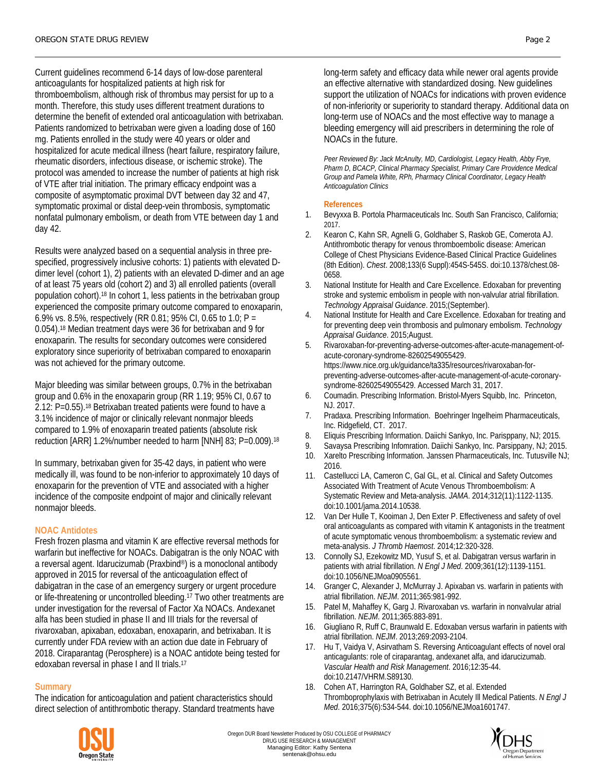Current guidelines recommend 6-14 days of low-dose parenteral anticoagulants for hospitalized patients at high risk for thromboembolism, although risk of thrombus may persist for up to a month. Therefore, this study uses different treatment durations to determine the benefit of extended oral anticoagulation with betrixaban. Patients randomized to betrixaban were given a loading dose of 160 mg. Patients enrolled in the study were 40 years or older and hospitalized for acute medical illness (heart failure, respiratory failure, rheumatic disorders, infectious disease, or ischemic stroke). The protocol was amended to increase the number of patients at high risk of VTE after trial initiation. The primary efficacy endpoint was a composite of asymptomatic proximal DVT between day 32 and 47, symptomatic proximal or distal deep-vein thrombosis, symptomatic nonfatal pulmonary embolism, or death from VTE between day 1 and day 42.

Results were analyzed based on a sequential analysis in three pre-specified, progressively inclusive cohorts: 1) patients with elevated D-dimer level (cohort 1), 2) patients with an elevated D-dimer and an age of at least 75 years old (cohort 2) and 3) all enrolled patients (overall population cohort).[18] In cohort 1, less patients in the betrixaban group experienced the composite primary outcome compared to enoxaparin, 6.9% vs. 8.5%, respectively (RR 0.81; 95% CI, 0.65 to 1.0; P = 0.054).[18] Median treatment days were 36 for betrixaban and 9 for enoxaparin. The results for secondary outcomes were considered exploratory since superiority of betrixaban compared to enoxaparin was not achieved for the primary outcome.

Major bleeding was similar between groups, 0.7% in the betrixaban group and 0.6% in the enoxaparin group (RR 1.19; 95% CI, 0.67 to 2.12: P=0.55).[18] Betrixaban treated patients were found to have a 3.1% incidence of major or clinically relevant nonmajor bleeds compared to 1.9% of enoxaparin treated patients (absolute risk reduction [ARR] 1.2%/number needed to harm [NNH] 83; P=0.009).[18]

In summary, betrixaban given for 35-42 days, in patient who were medically ill, was found to be non-inferior to approximately 10 days of enoxaparin for the prevention of VTE and associated with a higher incidence of the composite endpoint of major and clinically relevant nonmajor bleeds.

### NOAC Antidotes

Fresh frozen plasma and vitamin K are effective reversal methods for warfarin but ineffective for NOACs. Dabigatran is the only NOAC with a reversal agent. Idarucizumab (Praxbind®) is a monoclonal antibody approved in 2015 for reversal of the anticoagulation effect of dabigatran in the case of an emergency surgery or urgent procedure or life-threatening or uncontrolled bleeding.[17] Two other treatments are under investigation for the reversal of Factor Xa NOACs. Andexanet alfa has been studied in phase II and III trials for the reversal of rivaroxaban, apixaban, edoxaban, enoxaparin, and betrixaban. It is currently under FDA review with an action due date in February of 2018. Ciraparantag (Perosphere) is a NOAC antidote being tested for edoxaban reversal in phase I and II trials.[17]

### Summary

The indication for anticoagulation and patient characteristics should direct selection of antithrombotic therapy. Standard treatments have long-term safety and efficacy data while newer oral agents provide an effective alternative with standardized dosing. New guidelines support the utilization of NOACs for indications with proven evidence of non-inferiority or superiority to standard therapy. Additional data on long-term use of NOACs and the most effective way to manage a bleeding emergency will aid prescribers in determining the role of NOACs in the future.

*Peer Reviewed By: Jack McAnulty, MD, Cardiologist, Legacy Health, Abby Frye, Pharm D, BCACP, Clinical Pharmacy Specialist, Primary Care Providence Medical Group and Pamela White, RPh, Pharmacy Clinical Coordinator, Legacy Health Anticoagulation Clinics*

### References

1. Bevyxxa B. Portola Pharmaceuticals Inc. South San Francisco, California; 2017.
2. Kearon C, Kahn SR, Agnelli G, Goldhaber S, Raskob GE, Comerota AJ. Antithrombotic therapy for venous thromboembolic disease: American College of Chest Physicians Evidence-Based Clinical Practice Guidelines (8th Edition). *Chest*. 2008;133(6 Suppl):454S-545S. doi:10.1378/chest.08-0658.
3. National Institute for Health and Care Excellence. Edoxaban for preventing stroke and systemic embolism in people with non-valvular atrial fibrillation. *Technology Appraisal Guidance*. 2015;(September).
4. National Institute for Health and Care Excellence. Edoxaban for treating and for preventing deep vein thrombosis and pulmonary embolism. *Technology Appraisal Guidance*. 2015;August.
5. Rivaroxaban-for-preventing-adverse-outcomes-after-acute-management-of-acute-coronary-syndrome-82602549055429. https://www.nice.org.uk/guidance/ta335/resources/rivaroxaban-for-preventing-adverse-outcomes-after-acute-management-of-acute-coronary-syndrome-82602549055429. Accessed March 31, 2017.
6. Coumadin. Prescribing Information. Bristol-Myers Squibb, Inc. Princeton, NJ. 2017.
7. Pradaxa. Prescribing Information. Boehringer Ingelheim Pharmaceuticals, Inc. Ridgefield, CT. 2017.
8. Eliquis Prescribing Information. Daiichi Sankyo, Inc. Parisppany, NJ; 2015.
9. Savaysa Prescribing Infomration. Daiichi Sankyo, Inc. Parsippany, NJ; 2015.
10. Xarelto Prescribing Information. Janssen Pharmaceuticals, Inc. Tutusville NJ; 2016.
11. Castellucci LA, Cameron C, Gal GL, et al. Clinical and Safety Outcomes Associated With Treatment of Acute Venous Thromboembolism: A Systematic Review and Meta-analysis. *JAMA*. 2014;312(11):1122-1135. doi:10.1001/jama.2014.10538.
12. Van Der Hulle T, Kooiman J, Den Exter P. Effectiveness and safety of ovel oral anticoagulants as compared with vitamin K antagonists in the treatment of acute symptomatic venous thromboembolism: a systematic review and meta-analysis. *J Thromb Haemost*. 2014;12:320-328.
13. Connolly SJ, Ezekowitz MD, Yusuf S, et al. Dabigatran versus warfarin in patients with atrial fibrillation. *N Engl J Med*. 2009;361(12):1139-1151. doi:10.1056/NEJMoa0905561.
14. Granger C, Alexander J, McMurray J. Apixaban vs. warfarin in patients with atrial flibrillation. *NEJM*. 2011;365:981-992.
15. Patel M, Mahaffey K, Garg J. Rivaroxaban vs. warfarin in nonvalvular atrial fibrillation. *NEJM*. 2011;365:883-891.
16. Giugliano R, Ruff C, Braunwald E. Edoxaban versus warfarin in patients with atrial fibrillation. *NEJM*. 2013;269:2093-2104.
17. Hu T, Vaidya V, Asirvatham S. Reversing Anticoagulant effects of novel oral anticoagulants: role of ciraparantag, andexanet alfa, and idarucizumab. *Vascular Health and Risk Management*. 2016;12:35-44. doi:10.2147/VHRM.S89130.
18. Cohen AT, Harrington RA, Goldhaber SZ, et al. Extended Thromboprophylaxis with Betrixaban in Acutely Ill Medical Patients. *N Engl J Med*. 2016;375(6):534-544. doi:10.1056/NEJMoa1601747.